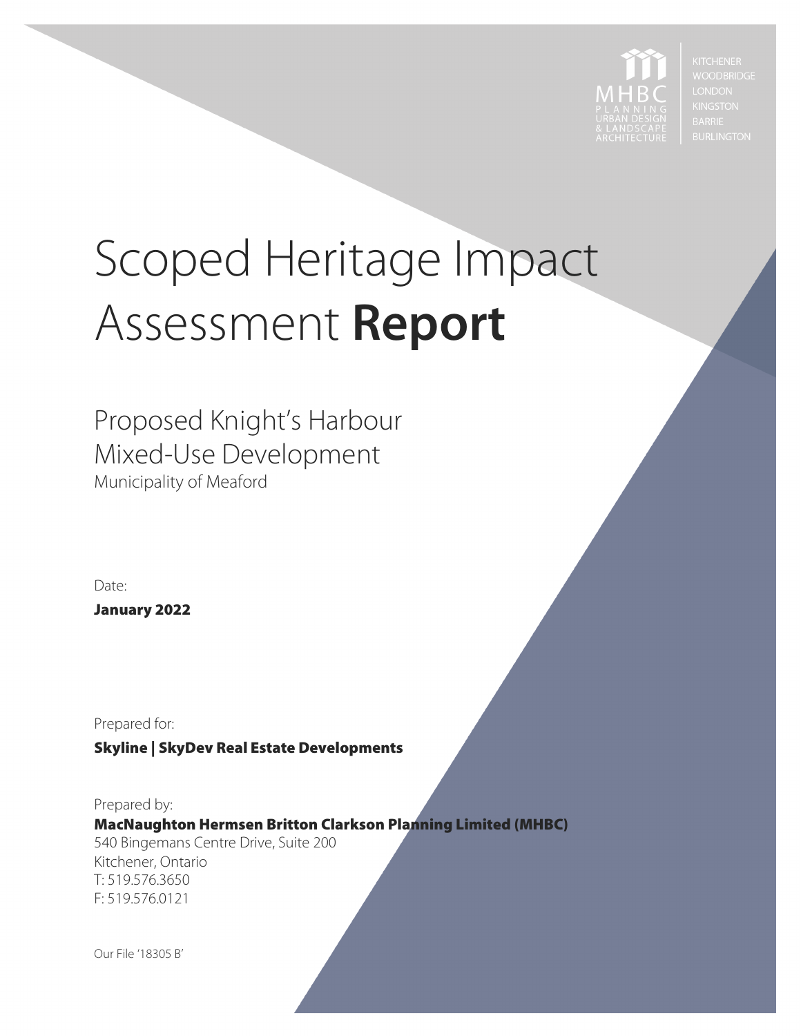MHBC
PLANNING
URBAN DESIGN
& LANDSCAPE
ARCHITECTURE

KITCHENER
WOODBRIDGE
LONDON
KINGSTON
BARRIE
BURLINGTON

# Scoped Heritage Impact Assessment **Report**

## Proposed Knight's Harbour Mixed-Use Development

Municipality of Meaford

Date:

**January 2022**

Prepared for:

**Skyline | SkyDev Real Estate Developments**

Prepared by:

**MacNaughton Hermsen Britton Clarkson Planning Limited (MHBC)**
540 Bingemans Centre Drive, Suite 200
Kitchener, Ontario
T: 519.576.3650
F: 519.576.0121

Our File '18305 B'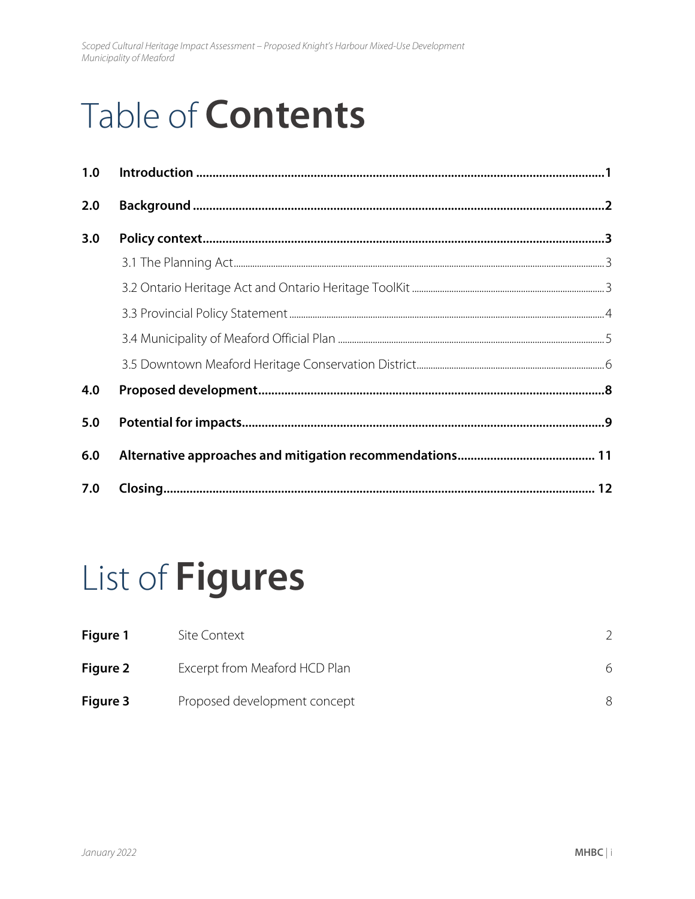# Table of **Contents**

**1.0 Introduction** ..... 1

**2.0 Background** ..... 2

**3.0 Policy context** ..... 3

- 3.1 The Planning Act ..... 3
- 3.2 Ontario Heritage Act and Ontario Heritage ToolKit ..... 3
- 3.3 Provincial Policy Statement ..... 4
- 3.4 Municipality of Meaford Official Plan ..... 5
- 3.5 Downtown Meaford Heritage Conservation District ..... 6

**4.0 Proposed development** ..... 8

**5.0 Potential for impacts** ..... 9

**6.0 Alternative approaches and mitigation recommendations** ..... 11

**7.0 Closing** ..... 12

# List of **Figures**

| | | |
|---|---|---|
| **Figure 1** | Site Context | 2 |
| **Figure 2** | Excerpt from Meaford HCD Plan | 6 |
| **Figure 3** | Proposed development concept | 8 |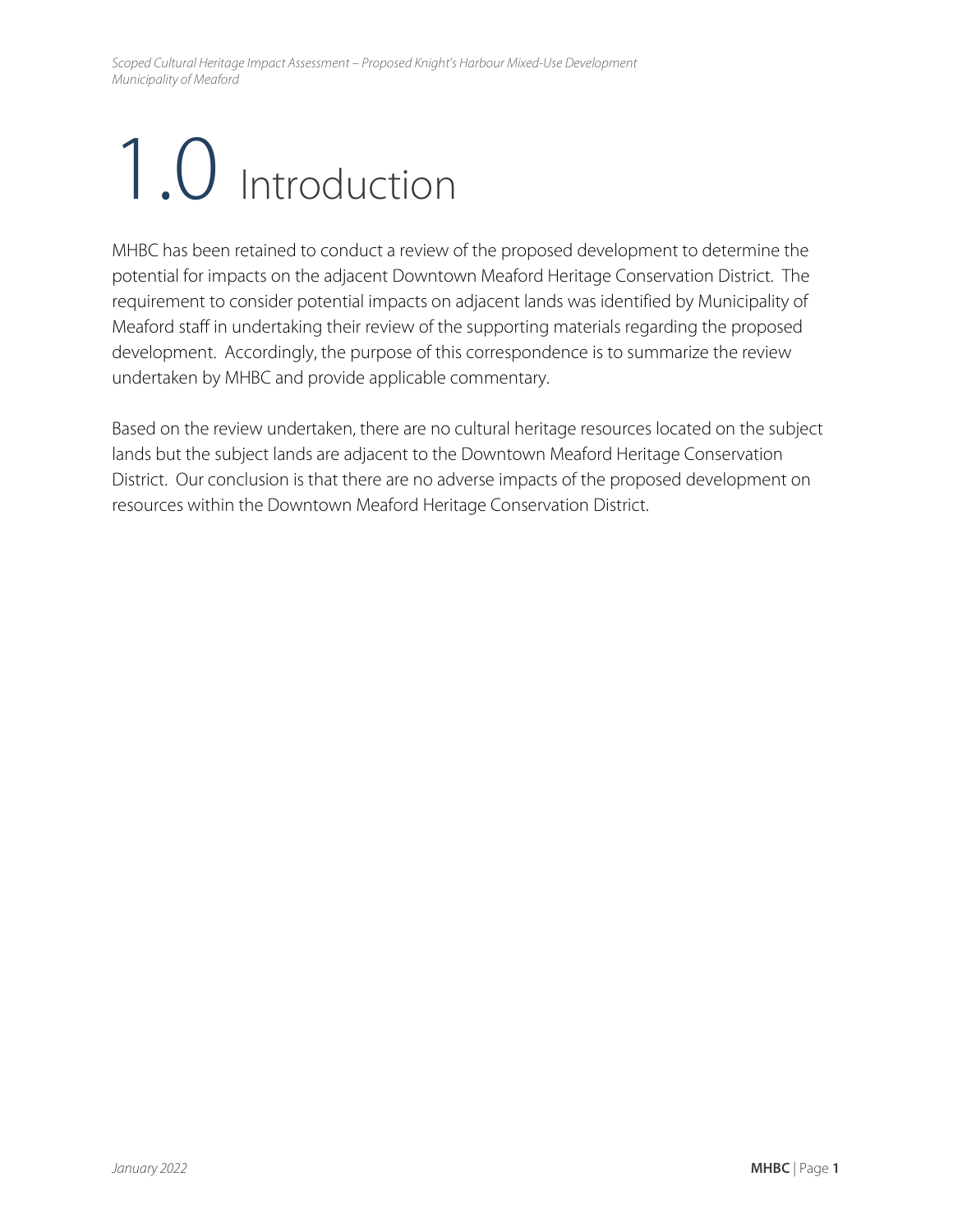# 1.0 Introduction

MHBC has been retained to conduct a review of the proposed development to determine the potential for impacts on the adjacent Downtown Meaford Heritage Conservation District. The requirement to consider potential impacts on adjacent lands was identified by Municipality of Meaford staff in undertaking their review of the supporting materials regarding the proposed development. Accordingly, the purpose of this correspondence is to summarize the review undertaken by MHBC and provide applicable commentary.

Based on the review undertaken, there are no cultural heritage resources located on the subject lands but the subject lands are adjacent to the Downtown Meaford Heritage Conservation District. Our conclusion is that there are no adverse impacts of the proposed development on resources within the Downtown Meaford Heritage Conservation District.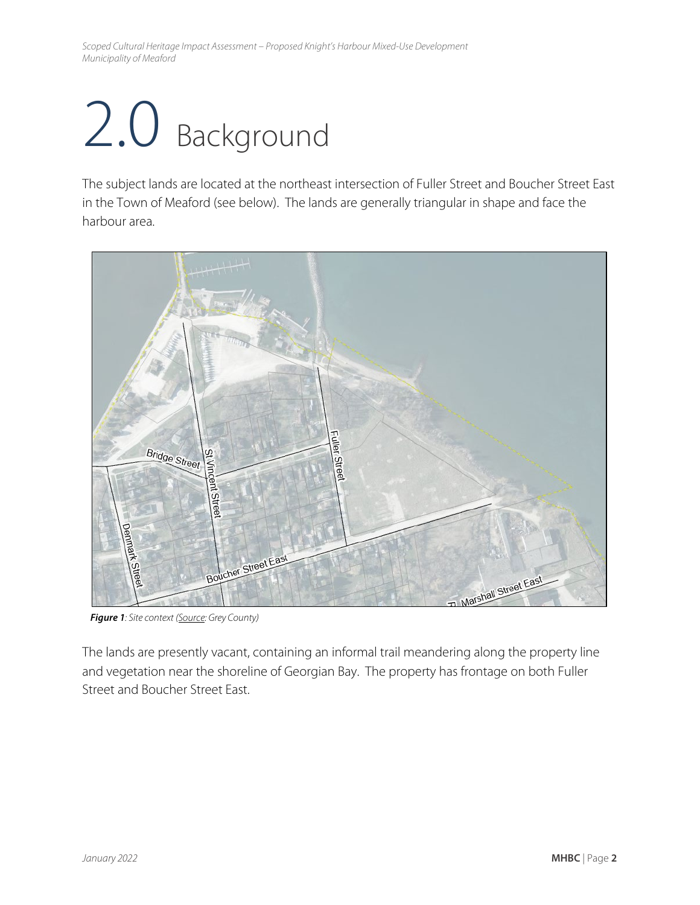# 2.0 Background

The subject lands are located at the northeast intersection of Fuller Street and Boucher Street East in the Town of Meaford (see below). The lands are generally triangular in shape and face the harbour area.

Bridge Street
St Vincent Street
Fuller Street
Denmark Street
Boucher Street East
Marshall Street East

***Figure 1****: Site context (Source: Grey County)*

The lands are presently vacant, containing an informal trail meandering along the property line and vegetation near the shoreline of Georgian Bay. The property has frontage on both Fuller Street and Boucher Street East.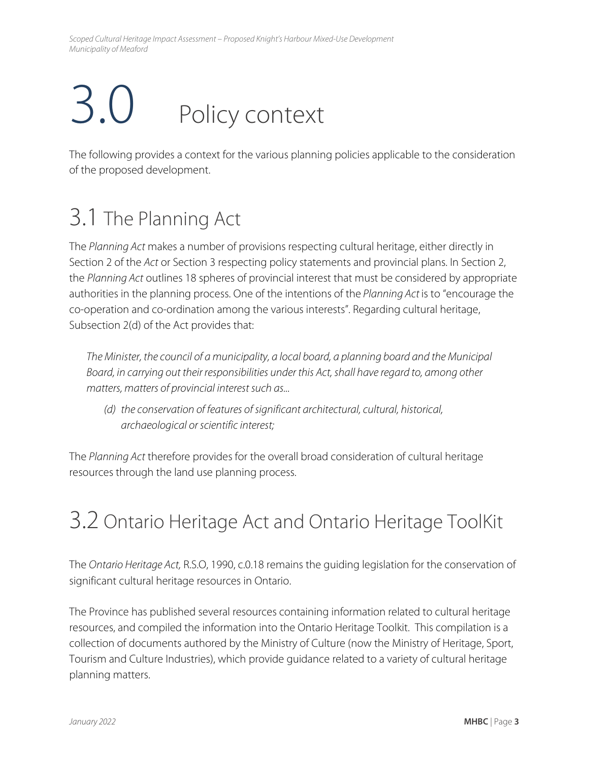# 3.0 Policy context

The following provides a context for the various planning policies applicable to the consideration of the proposed development.

## 3.1 The Planning Act

The *Planning Act* makes a number of provisions respecting cultural heritage, either directly in Section 2 of the *Act* or Section 3 respecting policy statements and provincial plans. In Section 2, the *Planning Act* outlines 18 spheres of provincial interest that must be considered by appropriate authorities in the planning process. One of the intentions of the *Planning Act* is to "encourage the co-operation and co-ordination among the various interests". Regarding cultural heritage, Subsection 2(d) of the Act provides that:

> *The Minister, the council of a municipality, a local board, a planning board and the Municipal Board, in carrying out their responsibilities under this Act, shall have regard to, among other matters, matters of provincial interest such as...*
>
> *(d) the conservation of features of significant architectural, cultural, historical, archaeological or scientific interest;*

The *Planning Act* therefore provides for the overall broad consideration of cultural heritage resources through the land use planning process.

## 3.2 Ontario Heritage Act and Ontario Heritage ToolKit

The *Ontario Heritage Act,* R.S.O, 1990, c.0.18 remains the guiding legislation for the conservation of significant cultural heritage resources in Ontario.

The Province has published several resources containing information related to cultural heritage resources, and compiled the information into the Ontario Heritage Toolkit. This compilation is a collection of documents authored by the Ministry of Culture (now the Ministry of Heritage, Sport, Tourism and Culture Industries), which provide guidance related to a variety of cultural heritage planning matters.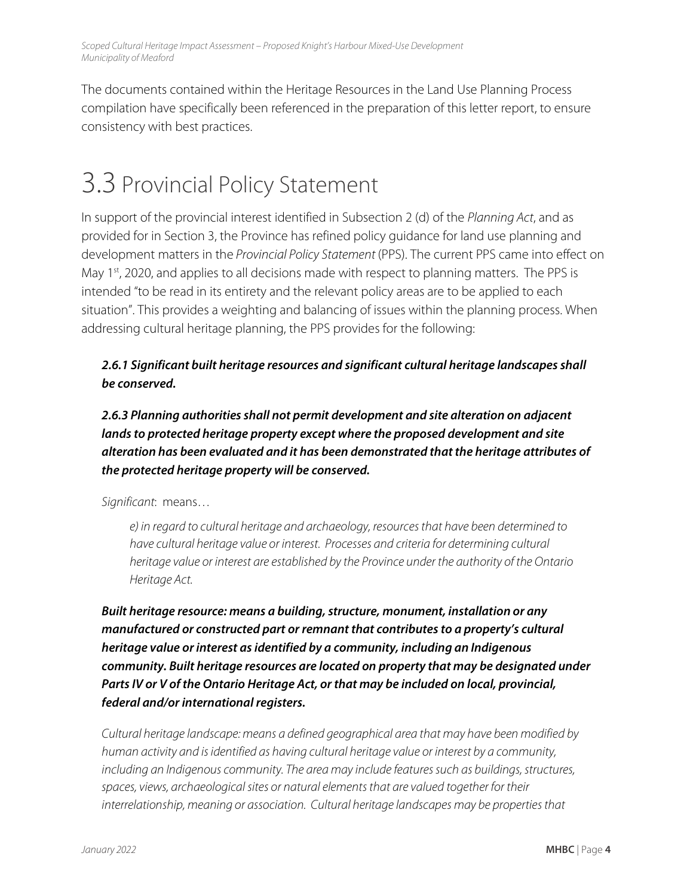The documents contained within the Heritage Resources in the Land Use Planning Process compilation have specifically been referenced in the preparation of this letter report, to ensure consistency with best practices.

# 3.3 Provincial Policy Statement

In support of the provincial interest identified in Subsection 2 (d) of the *Planning Act*, and as provided for in Section 3, the Province has refined policy guidance for land use planning and development matters in the *Provincial Policy Statement* (PPS). The current PPS came into effect on May 1st, 2020, and applies to all decisions made with respect to planning matters. The PPS is intended "to be read in its entirety and the relevant policy areas are to be applied to each situation". This provides a weighting and balancing of issues within the planning process. When addressing cultural heritage planning, the PPS provides for the following:

***2.6.1 Significant built heritage resources and significant cultural heritage landscapes shall be conserved.***

***2.6.3 Planning authorities shall not permit development and site alteration on adjacent lands to protected heritage property except where the proposed development and site alteration has been evaluated and it has been demonstrated that the heritage attributes of the protected heritage property will be conserved.***

*Significant*: means…

> *e) in regard to cultural heritage and archaeology, resources that have been determined to have cultural heritage value or interest. Processes and criteria for determining cultural heritage value or interest are established by the Province under the authority of the Ontario Heritage Act.*

***Built heritage resource: means a building, structure, monument, installation or any manufactured or constructed part or remnant that contributes to a property's cultural heritage value or interest as identified by a community, including an Indigenous community. Built heritage resources are located on property that may be designated under Parts IV or V of the Ontario Heritage Act, or that may be included on local, provincial, federal and/or international registers.***

*Cultural heritage landscape: means a defined geographical area that may have been modified by human activity and is identified as having cultural heritage value or interest by a community, including an Indigenous community. The area may include features such as buildings, structures, spaces, views, archaeological sites or natural elements that are valued together for their interrelationship, meaning or association. Cultural heritage landscapes may be properties that*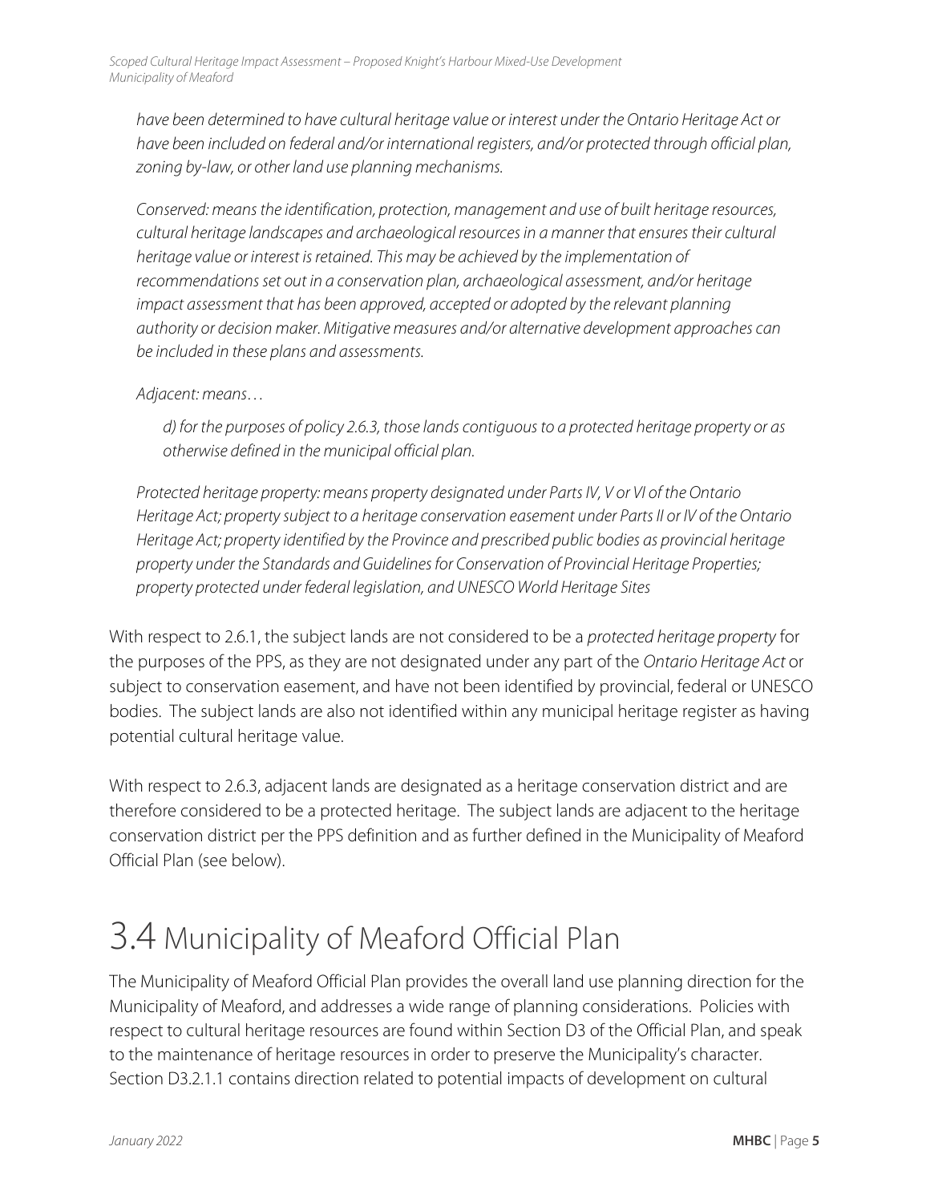*have been determined to have cultural heritage value or interest under the Ontario Heritage Act or have been included on federal and/or international registers, and/or protected through official plan, zoning by-law, or other land use planning mechanisms.*

*Conserved: means the identification, protection, management and use of built heritage resources, cultural heritage landscapes and archaeological resources in a manner that ensures their cultural heritage value or interest is retained. This may be achieved by the implementation of recommendations set out in a conservation plan, archaeological assessment, and/or heritage impact assessment that has been approved, accepted or adopted by the relevant planning authority or decision maker. Mitigative measures and/or alternative development approaches can be included in these plans and assessments.*

*Adjacent: means…*

> *d) for the purposes of policy 2.6.3, those lands contiguous to a protected heritage property or as otherwise defined in the municipal official plan.*

*Protected heritage property: means property designated under Parts IV, V or VI of the Ontario Heritage Act; property subject to a heritage conservation easement under Parts II or IV of the Ontario Heritage Act; property identified by the Province and prescribed public bodies as provincial heritage property under the Standards and Guidelines for Conservation of Provincial Heritage Properties; property protected under federal legislation, and UNESCO World Heritage Sites*

With respect to 2.6.1, the subject lands are not considered to be a *protected heritage property* for the purposes of the PPS, as they are not designated under any part of the *Ontario Heritage Act* or subject to conservation easement, and have not been identified by provincial, federal or UNESCO bodies. The subject lands are also not identified within any municipal heritage register as having potential cultural heritage value.

With respect to 2.6.3, adjacent lands are designated as a heritage conservation district and are therefore considered to be a protected heritage. The subject lands are adjacent to the heritage conservation district per the PPS definition and as further defined in the Municipality of Meaford Official Plan (see below).

# 3.4 Municipality of Meaford Official Plan

The Municipality of Meaford Official Plan provides the overall land use planning direction for the Municipality of Meaford, and addresses a wide range of planning considerations. Policies with respect to cultural heritage resources are found within Section D3 of the Official Plan, and speak to the maintenance of heritage resources in order to preserve the Municipality's character. Section D3.2.1.1 contains direction related to potential impacts of development on cultural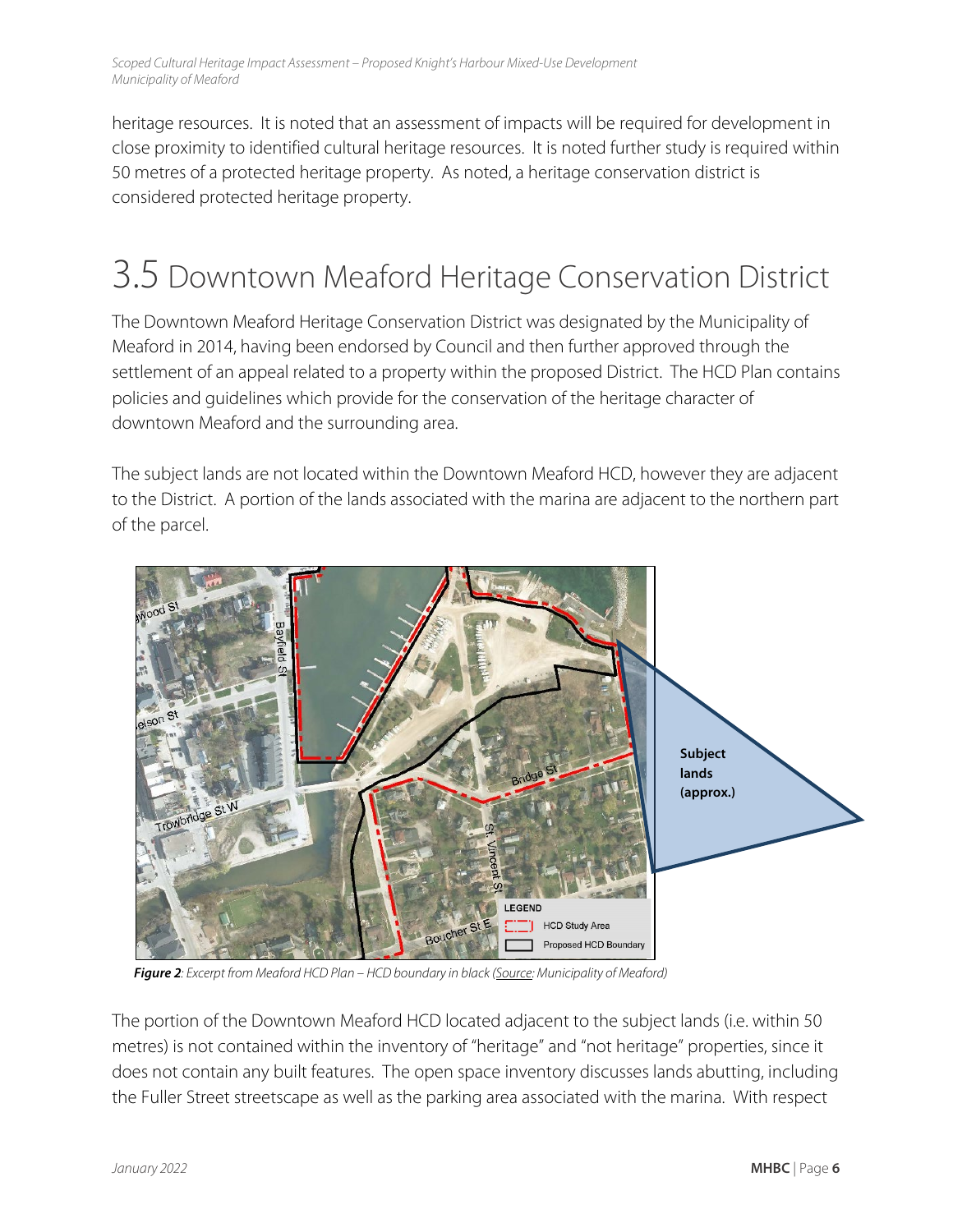heritage resources. It is noted that an assessment of impacts will be required for development in close proximity to identified cultural heritage resources. It is noted further study is required within 50 metres of a protected heritage property. As noted, a heritage conservation district is considered protected heritage property.

## 3.5 Downtown Meaford Heritage Conservation District

The Downtown Meaford Heritage Conservation District was designated by the Municipality of Meaford in 2014, having been endorsed by Council and then further approved through the settlement of an appeal related to a property within the proposed District. The HCD Plan contains policies and guidelines which provide for the conservation of the heritage character of downtown Meaford and the surrounding area.

The subject lands are not located within the Downtown Meaford HCD, however they are adjacent to the District. A portion of the lands associated with the marina are adjacent to the northern part of the parcel.

Subject lands (approx.)

LEGEND
HCD Study Area
Proposed HCD Boundary

***Figure 2**: Excerpt from Meaford HCD Plan – HCD boundary in black (Source: Municipality of Meaford)*

The portion of the Downtown Meaford HCD located adjacent to the subject lands (i.e. within 50 metres) is not contained within the inventory of "heritage" and "not heritage" properties, since it does not contain any built features. The open space inventory discusses lands abutting, including the Fuller Street streetscape as well as the parking area associated with the marina. With respect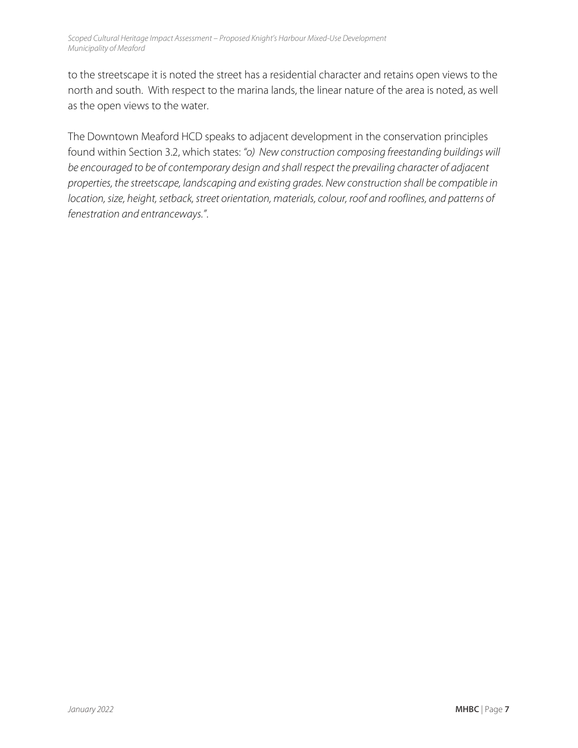to the streetscape it is noted the street has a residential character and retains open views to the north and south. With respect to the marina lands, the linear nature of the area is noted, as well as the open views to the water.

The Downtown Meaford HCD speaks to adjacent development in the conservation principles found within Section 3.2, which states: *"o) New construction composing freestanding buildings will be encouraged to be of contemporary design and shall respect the prevailing character of adjacent properties, the streetscape, landscaping and existing grades. New construction shall be compatible in location, size, height, setback, street orientation, materials, colour, roof and rooflines, and patterns of fenestration and entranceways."*.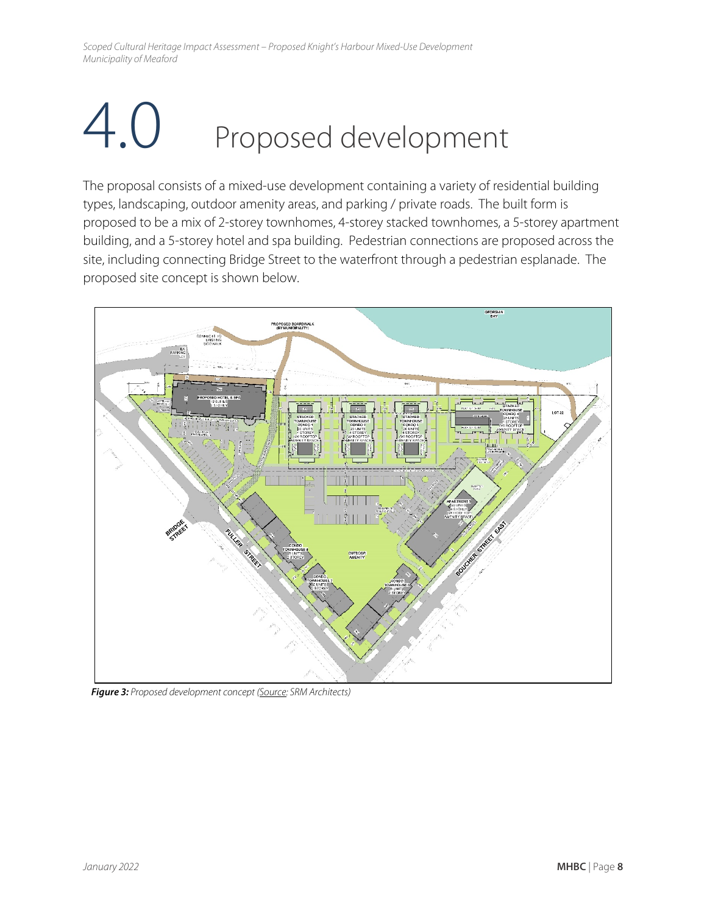# 4.0 Proposed development

The proposal consists of a mixed-use development containing a variety of residential building types, landscaping, outdoor amenity areas, and parking / private roads. The built form is proposed to be a mix of 2-storey townhomes, 4-storey stacked townhomes, a 5-storey apartment building, and a 5-storey hotel and spa building. Pedestrian connections are proposed across the site, including connecting Bridge Street to the waterfront through a pedestrian esplanade. The proposed site concept is shown below.

***Figure 3:*** *Proposed development concept (Source: SRM Architects)*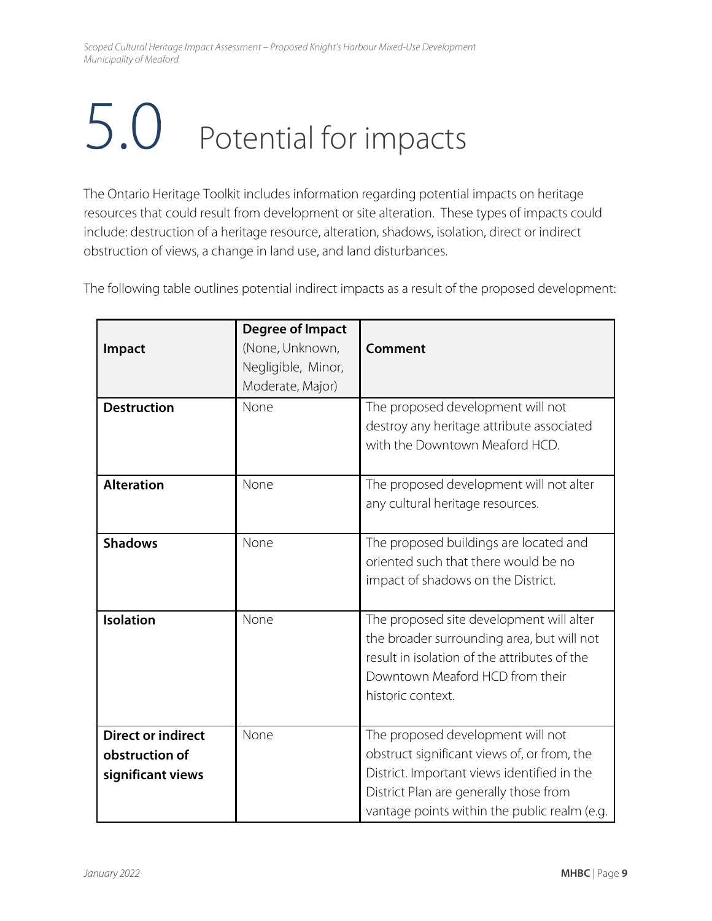# 5.0 Potential for impacts

The Ontario Heritage Toolkit includes information regarding potential impacts on heritage resources that could result from development or site alteration. These types of impacts could include: destruction of a heritage resource, alteration, shadows, isolation, direct or indirect obstruction of views, a change in land use, and land disturbances.

The following table outlines potential indirect impacts as a result of the proposed development:

| **Impact** | **Degree of Impact** (None, Unknown, Negligible, Minor, Moderate, Major) | **Comment** |
|---|---|---|
| **Destruction** | None | The proposed development will not destroy any heritage attribute associated with the Downtown Meaford HCD. |
| **Alteration** | None | The proposed development will not alter any cultural heritage resources. |
| **Shadows** | None | The proposed buildings are located and oriented such that there would be no impact of shadows on the District. |
| **Isolation** | None | The proposed site development will alter the broader surrounding area, but will not result in isolation of the attributes of the Downtown Meaford HCD from their historic context. |
| **Direct or indirect obstruction of significant views** | None | The proposed development will not obstruct significant views of, or from, the District. Important views identified in the District Plan are generally those from vantage points within the public realm (e.g. |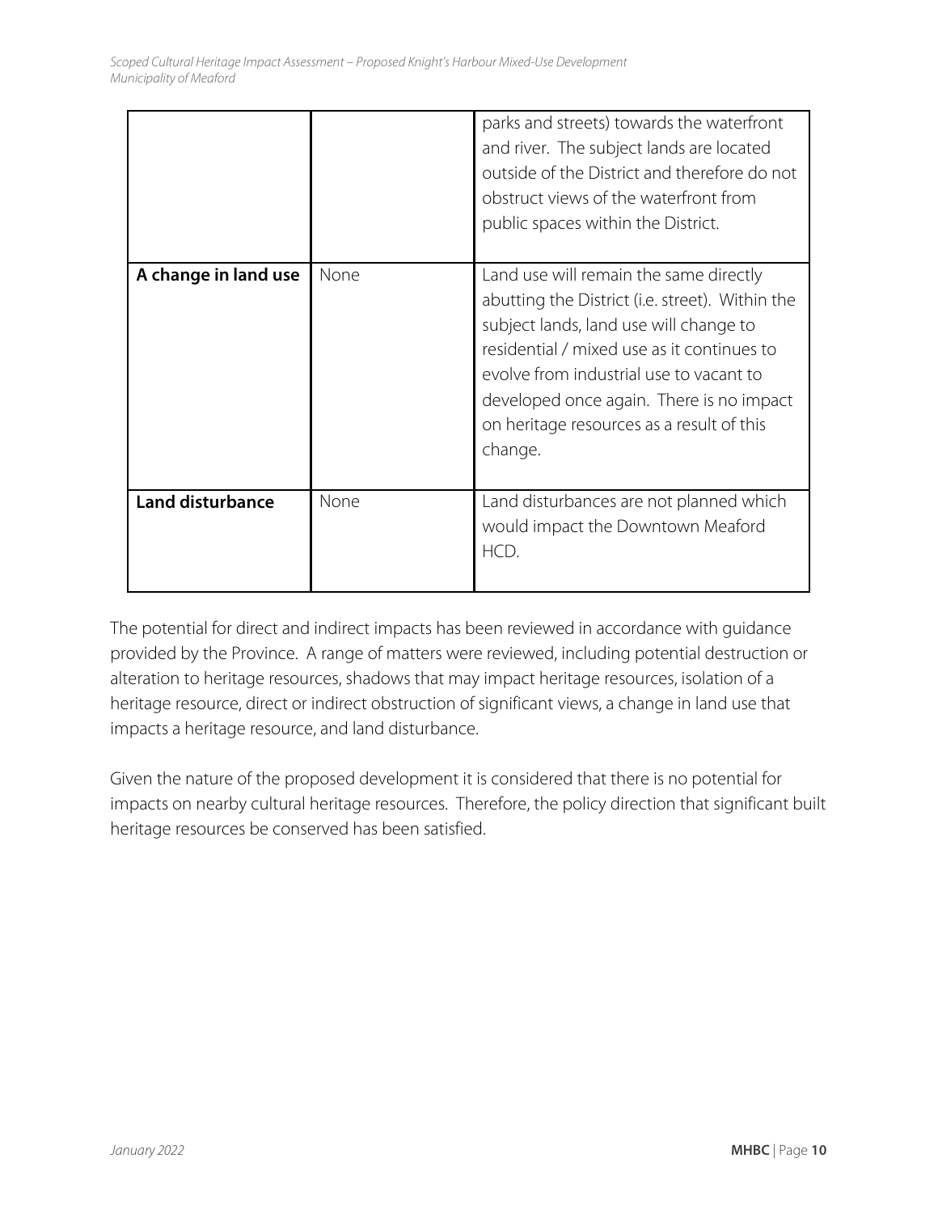| | | |
|---|---|---|
| | | parks and streets) towards the waterfront and river. The subject lands are located outside of the District and therefore do not obstruct views of the waterfront from public spaces within the District. |
| **A change in land use** | None | Land use will remain the same directly abutting the District (i.e. street). Within the subject lands, land use will change to residential / mixed use as it continues to evolve from industrial use to vacant to developed once again. There is no impact on heritage resources as a result of this change. |
| **Land disturbance** | None | Land disturbances are not planned which would impact the Downtown Meaford HCD. |

The potential for direct and indirect impacts has been reviewed in accordance with guidance provided by the Province. A range of matters were reviewed, including potential destruction or alteration to heritage resources, shadows that may impact heritage resources, isolation of a heritage resource, direct or indirect obstruction of significant views, a change in land use that impacts a heritage resource, and land disturbance.

Given the nature of the proposed development it is considered that there is no potential for impacts on nearby cultural heritage resources. Therefore, the policy direction that significant built heritage resources be conserved has been satisfied.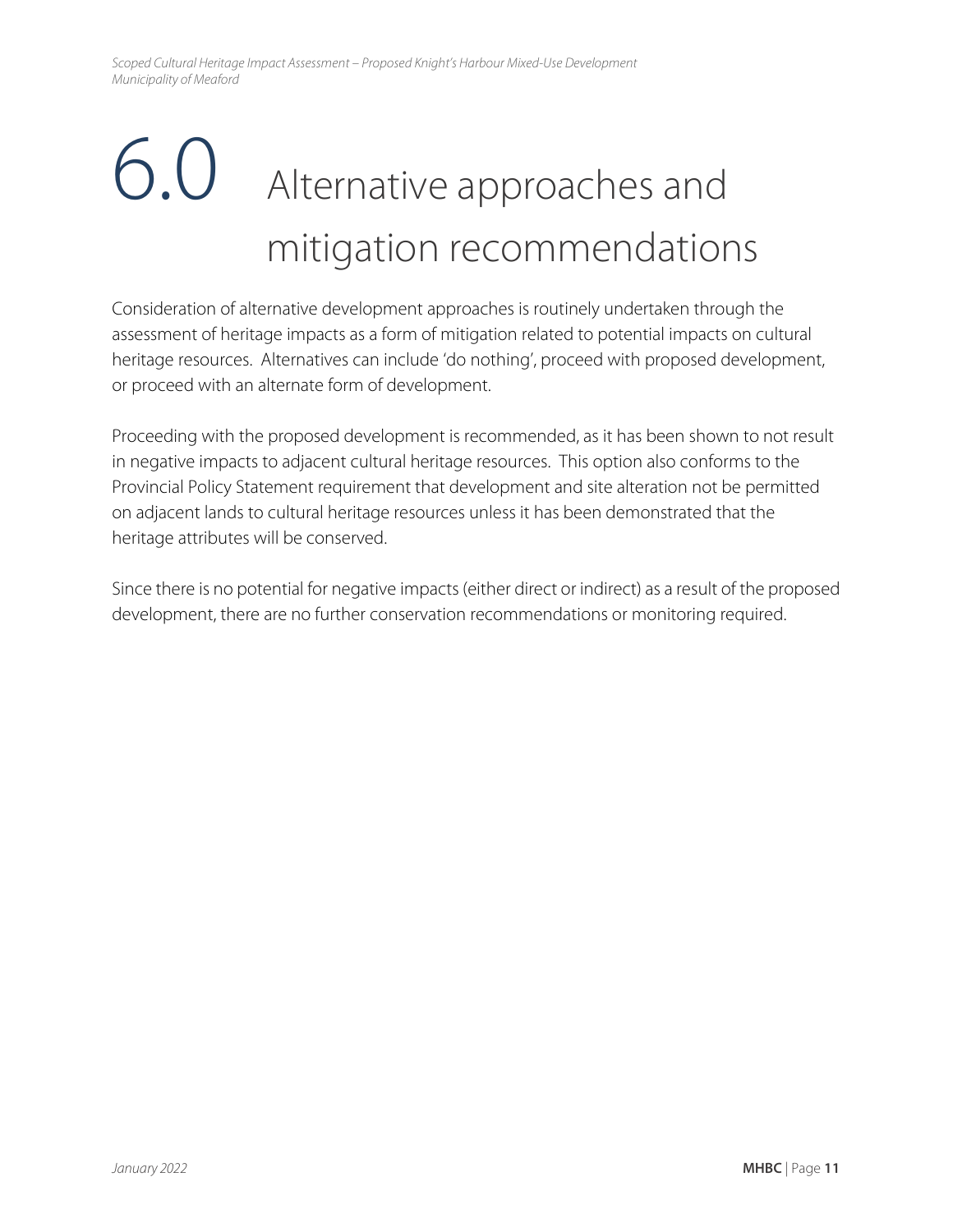# 6.0 Alternative approaches and mitigation recommendations

Consideration of alternative development approaches is routinely undertaken through the assessment of heritage impacts as a form of mitigation related to potential impacts on cultural heritage resources. Alternatives can include 'do nothing', proceed with proposed development, or proceed with an alternate form of development.

Proceeding with the proposed development is recommended, as it has been shown to not result in negative impacts to adjacent cultural heritage resources. This option also conforms to the Provincial Policy Statement requirement that development and site alteration not be permitted on adjacent lands to cultural heritage resources unless it has been demonstrated that the heritage attributes will be conserved.

Since there is no potential for negative impacts (either direct or indirect) as a result of the proposed development, there are no further conservation recommendations or monitoring required.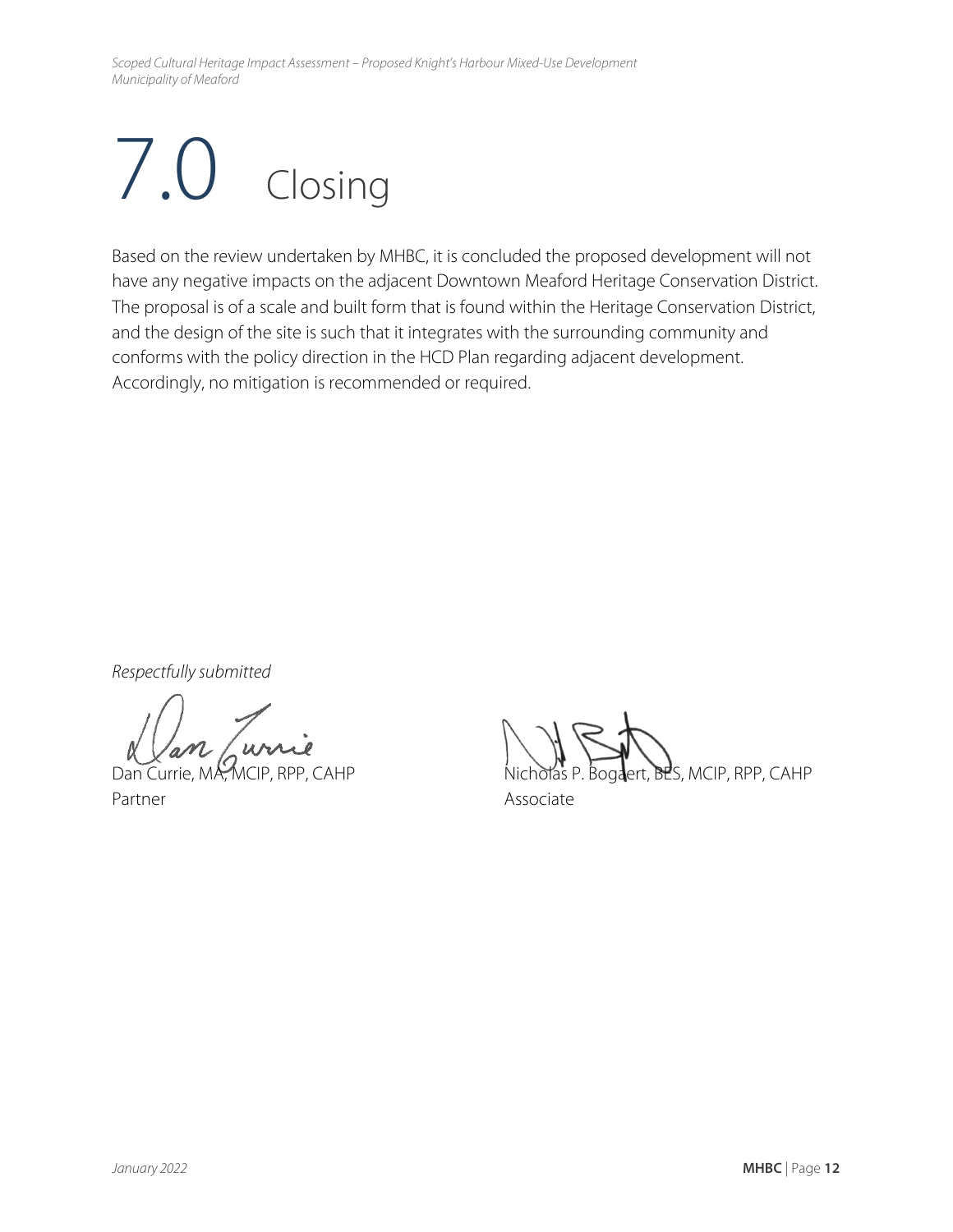# 7.0 Closing

Based on the review undertaken by MHBC, it is concluded the proposed development will not have any negative impacts on the adjacent Downtown Meaford Heritage Conservation District. The proposal is of a scale and built form that is found within the Heritage Conservation District, and the design of the site is such that it integrates with the surrounding community and conforms with the policy direction in the HCD Plan regarding adjacent development. Accordingly, no mitigation is recommended or required.

*Respectfully submitted*

Dan Currie, MA, MCIP, RPP, CAHP
Partner

Nicholas P. Bogaert, BES, MCIP, RPP, CAHP
Associate